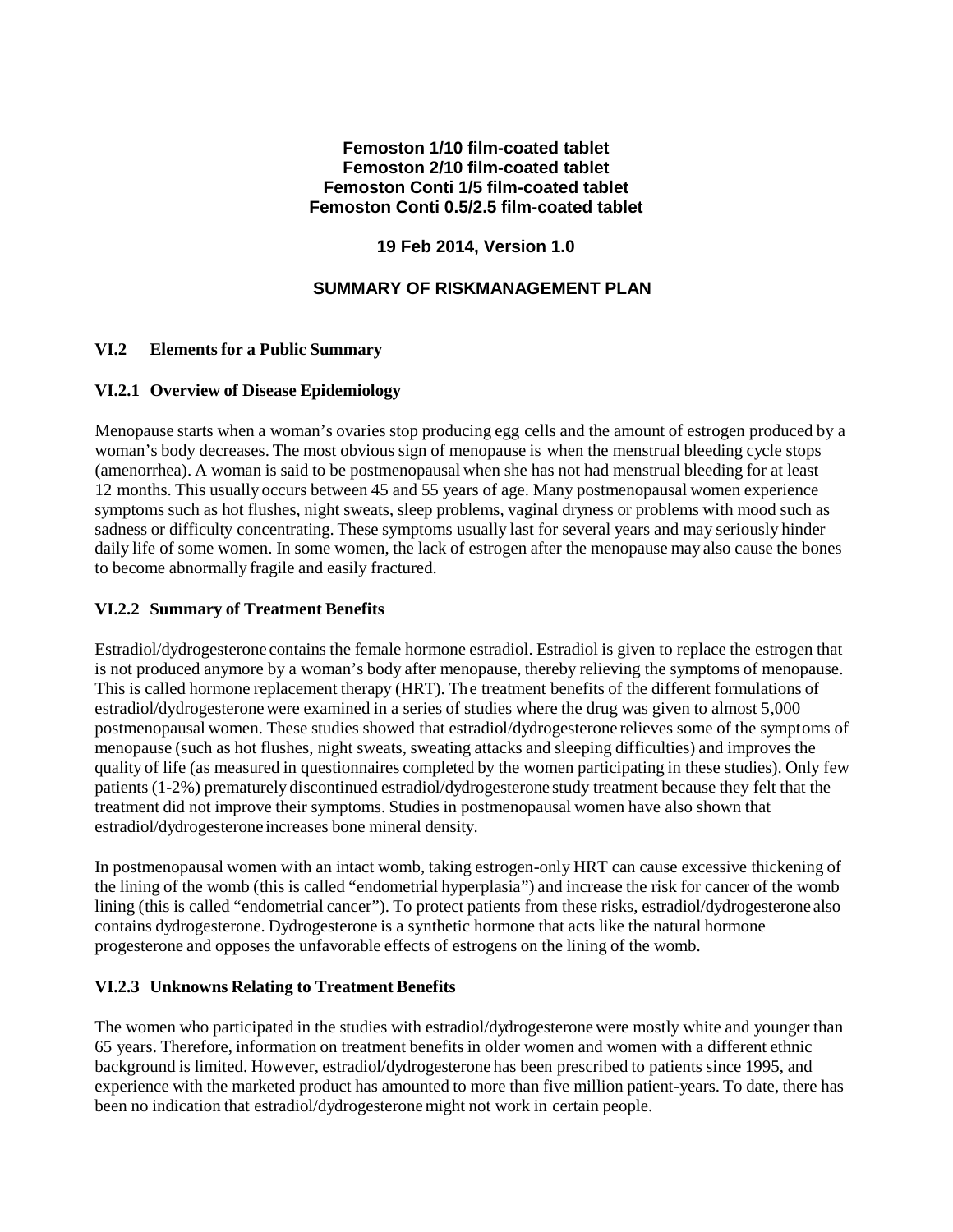**Femoston 1/10 film-coated tablet**
**Femoston 2/10 film-coated tablet**
**Femoston Conti 1/5 film-coated tablet**
**Femoston Conti 0.5/2.5 film-coated tablet**

**19 Feb 2014, Version 1.0**

# SUMMARY OF RISKMANAGEMENT PLAN

## VI.2 Elements for a Public Summary

### VI.2.1 Overview of Disease Epidemiology

Menopause starts when a woman's ovaries stop producing egg cells and the amount of estrogen produced by a woman's body decreases. The most obvious sign of menopause is when the menstrual bleeding cycle stops (amenorrhea). A woman is said to be postmenopausal when she has not had menstrual bleeding for at least 12 months. This usually occurs between 45 and 55 years of age. Many postmenopausal women experience symptoms such as hot flushes, night sweats, sleep problems, vaginal dryness or problems with mood such as sadness or difficulty concentrating. These symptoms usually last for several years and may seriously hinder daily life of some women. In some women, the lack of estrogen after the menopause may also cause the bones to become abnormally fragile and easily fractured.

### VI.2.2 Summary of Treatment Benefits

Estradiol/dydrogesterone contains the female hormone estradiol. Estradiol is given to replace the estrogen that is not produced anymore by a woman's body after menopause, thereby relieving the symptoms of menopause. This is called hormone replacement therapy (HRT). The treatment benefits of the different formulations of estradiol/dydrogesterone were examined in a series of studies where the drug was given to almost 5,000 postmenopausal women. These studies showed that estradiol/dydrogesterone relieves some of the symptoms of menopause (such as hot flushes, night sweats, sweating attacks and sleeping difficulties) and improves the quality of life (as measured in questionnaires completed by the women participating in these studies). Only few patients (1-2%) prematurely discontinued estradiol/dydrogesterone study treatment because they felt that the treatment did not improve their symptoms. Studies in postmenopausal women have also shown that estradiol/dydrogesterone increases bone mineral density.

In postmenopausal women with an intact womb, taking estrogen-only HRT can cause excessive thickening of the lining of the womb (this is called "endometrial hyperplasia") and increase the risk for cancer of the womb lining (this is called "endometrial cancer"). To protect patients from these risks, estradiol/dydrogesterone also contains dydrogesterone. Dydrogesterone is a synthetic hormone that acts like the natural hormone progesterone and opposes the unfavorable effects of estrogens on the lining of the womb.

### VI.2.3 Unknowns Relating to Treatment Benefits

The women who participated in the studies with estradiol/dydrogesterone were mostly white and younger than 65 years. Therefore, information on treatment benefits in older women and women with a different ethnic background is limited. However, estradiol/dydrogesterone has been prescribed to patients since 1995, and experience with the marketed product has amounted to more than five million patient-years. To date, there has been no indication that estradiol/dydrogesterone might not work in certain people.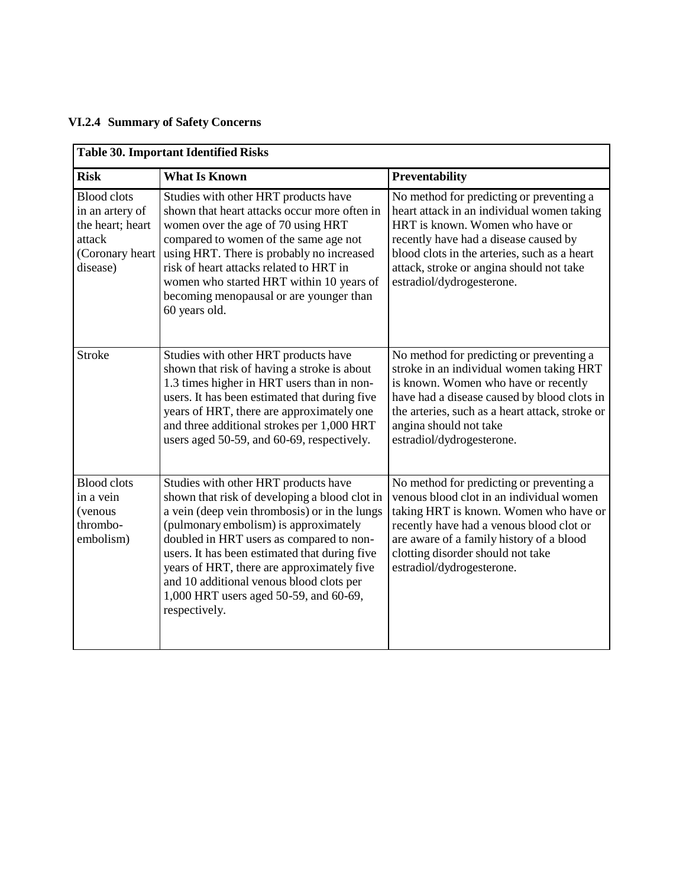### VI.2.4 Summary of Safety Concerns

| Table 30. Important Identified Risks | | |
|---|---|---|
| **Risk** | **What Is Known** | **Preventability** |
| Blood clots in an artery of the heart; heart attack (Coronary heart disease) | Studies with other HRT products have shown that heart attacks occur more often in women over the age of 70 using HRT compared to women of the same age not using HRT. There is probably no increased risk of heart attacks related to HRT in women who started HRT within 10 years of becoming menopausal or are younger than 60 years old. | No method for predicting or preventing a heart attack in an individual women taking HRT is known. Women who have or recently have had a disease caused by blood clots in the arteries, such as a heart attack, stroke or angina should not take estradiol/dydrogesterone. |
| Stroke | Studies with other HRT products have shown that risk of having a stroke is about 1.3 times higher in HRT users than in non-users. It has been estimated that during five years of HRT, there are approximately one and three additional strokes per 1,000 HRT users aged 50-59, and 60-69, respectively. | No method for predicting or preventing a stroke in an individual women taking HRT is known. Women who have or recently have had a disease caused by blood clots in the arteries, such as a heart attack, stroke or angina should not take estradiol/dydrogesterone. |
| Blood clots in a vein (venous thrombo-embolism) | Studies with other HRT products have shown that risk of developing a blood clot in a vein (deep vein thrombosis) or in the lungs (pulmonary embolism) is approximately doubled in HRT users as compared to non-users. It has been estimated that during five years of HRT, there are approximately five and 10 additional venous blood clots per 1,000 HRT users aged 50-59, and 60-69, respectively. | No method for predicting or preventing a venous blood clot in an individual women taking HRT is known. Women who have or recently have had a venous blood clot or are aware of a family history of a blood clotting disorder should not take estradiol/dydrogesterone. |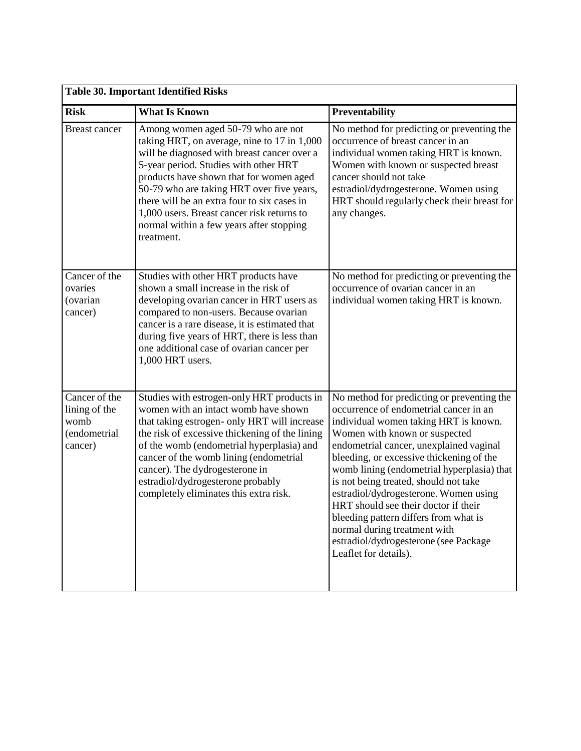| **Table 30. Important Identified Risks** | | |
|---|---|---|
| **Risk** | **What Is Known** | **Preventability** |
| Breast cancer | Among women aged 50-79 who are not taking HRT, on average, nine to 17 in 1,000 will be diagnosed with breast cancer over a 5-year period. Studies with other HRT products have shown that for women aged 50-79 who are taking HRT over five years, there will be an extra four to six cases in 1,000 users. Breast cancer risk returns to normal within a few years after stopping treatment. | No method for predicting or preventing the occurrence of breast cancer in an individual women taking HRT is known. Women with known or suspected breast cancer should not take estradiol/dydrogesterone. Women using HRT should regularly check their breast for any changes. |
| Cancer of the ovaries (ovarian cancer) | Studies with other HRT products have shown a small increase in the risk of developing ovarian cancer in HRT users as compared to non-users. Because ovarian cancer is a rare disease, it is estimated that during five years of HRT, there is less than one additional case of ovarian cancer per 1,000 HRT users. | No method for predicting or preventing the occurrence of ovarian cancer in an individual women taking HRT is known. |
| Cancer of the lining of the womb (endometrial cancer) | Studies with estrogen-only HRT products in women with an intact womb have shown that taking estrogen- only HRT will increase the risk of excessive thickening of the lining of the womb (endometrial hyperplasia) and cancer of the womb lining (endometrial cancer). The dydrogesterone in estradiol/dydrogesterone probably completely eliminates this extra risk. | No method for predicting or preventing the occurrence of endometrial cancer in an individual women taking HRT is known. Women with known or suspected endometrial cancer, unexplained vaginal bleeding, or excessive thickening of the womb lining (endometrial hyperplasia) that is not being treated, should not take estradiol/dydrogesterone. Women using HRT should see their doctor if their bleeding pattern differs from what is normal during treatment with estradiol/dydrogesterone (see Package Leaflet for details). |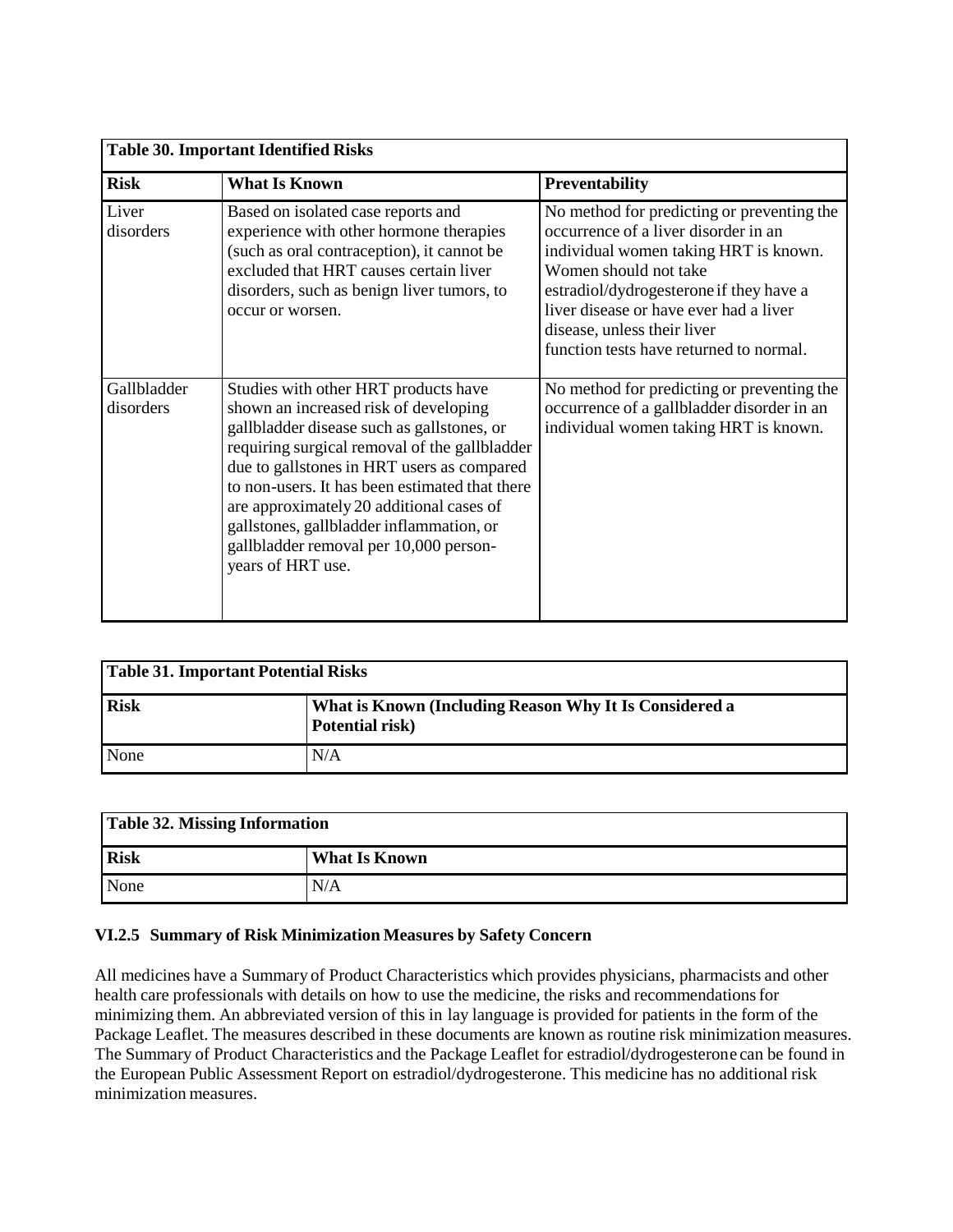**Table 30. Important Identified Risks**

| Risk | What Is Known | Preventability |
|---|---|---|
| Liver disorders | Based on isolated case reports and experience with other hormone therapies (such as oral contraception), it cannot be excluded that HRT causes certain liver disorders, such as benign liver tumors, to occur or worsen. | No method for predicting or preventing the occurrence of a liver disorder in an individual women taking HRT is known. Women should not take estradiol/dydrogesterone if they have a liver disease or have ever had a liver disease, unless their liver function tests have returned to normal. |
| Gallbladder disorders | Studies with other HRT products have shown an increased risk of developing gallbladder disease such as gallstones, or requiring surgical removal of the gallbladder due to gallstones in HRT users as compared to non-users. It has been estimated that there are approximately 20 additional cases of gallstones, gallbladder inflammation, or gallbladder removal per 10,000 person-years of HRT use. | No method for predicting or preventing the occurrence of a gallbladder disorder in an individual women taking HRT is known. |

**Table 31. Important Potential Risks**

| Risk | What is Known (Including Reason Why It Is Considered a Potential risk) |
|---|---|
| None | N/A |

**Table 32. Missing Information**

| Risk | What Is Known |
|---|---|
| None | N/A |

### VI.2.5 Summary of Risk Minimization Measures by Safety Concern

All medicines have a Summary of Product Characteristics which provides physicians, pharmacists and other health care professionals with details on how to use the medicine, the risks and recommendations for minimizing them. An abbreviated version of this in lay language is provided for patients in the form of the Package Leaflet. The measures described in these documents are known as routine risk minimization measures. The Summary of Product Characteristics and the Package Leaflet for estradiol/dydrogesterone can be found in the European Public Assessment Report on estradiol/dydrogesterone. This medicine has no additional risk minimization measures.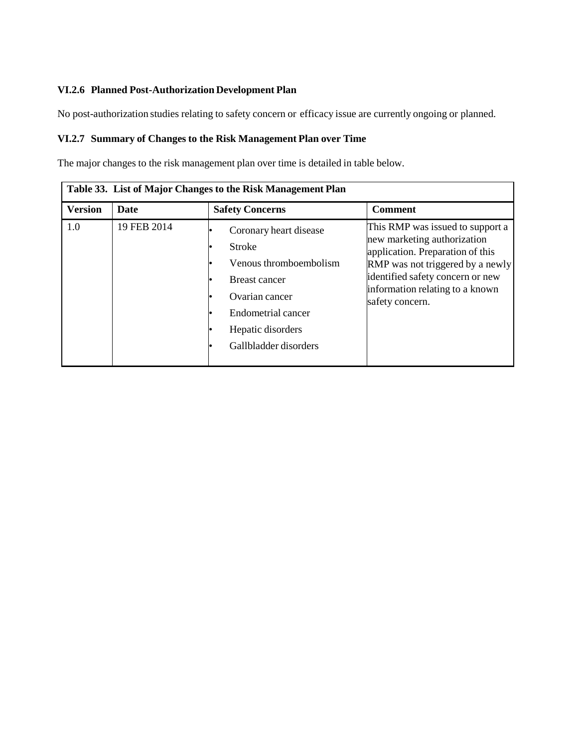### VI.2.6 Planned Post-Authorization Development Plan

No post-authorization studies relating to safety concern or efficacy issue are currently ongoing or planned.

### VI.2.7 Summary of Changes to the Risk Management Plan over Time

The major changes to the risk management plan over time is detailed in table below.

**Table 33. List of Major Changes to the Risk Management Plan**

| Version | Date | Safety Concerns | Comment |
|---|---|---|---|
| 1.0 | 19 FEB 2014 | • Coronary heart disease<br>• Stroke<br>• Venous thromboembolism<br>• Breast cancer<br>• Ovarian cancer<br>• Endometrial cancer<br>• Hepatic disorders<br>• Gallbladder disorders | This RMP was issued to support a new marketing authorization application. Preparation of this RMP was not triggered by a newly identified safety concern or new information relating to a known safety concern. |